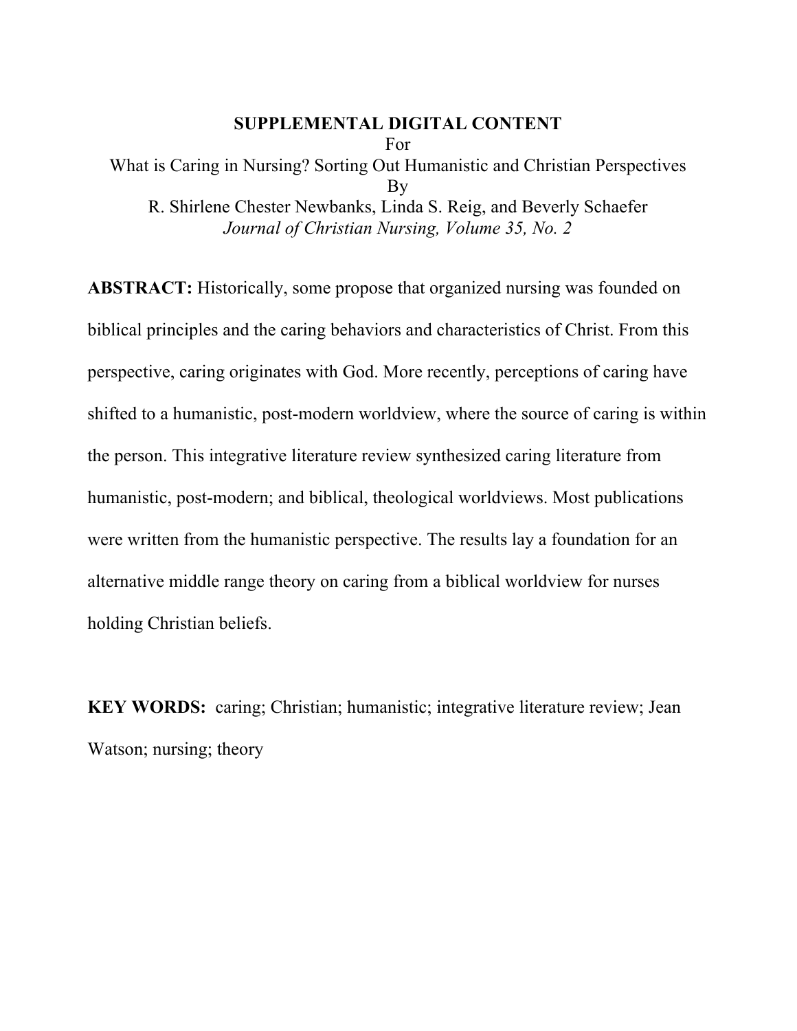**SUPPLEMENTAL DIGITAL CONTENT**

For

What is Caring in Nursing? Sorting Out Humanistic and Christian Perspectives

By

R. Shirlene Chester Newbanks, Linda S. Reig, and Beverly Schaefer

*Journal of Christian Nursing, Volume 35, No. 2*

**ABSTRACT:** Historically, some propose that organized nursing was founded on biblical principles and the caring behaviors and characteristics of Christ. From this perspective, caring originates with God. More recently, perceptions of caring have shifted to a humanistic, post-modern worldview, where the source of caring is within the person. This integrative literature review synthesized caring literature from humanistic, post-modern; and biblical, theological worldviews. Most publications were written from the humanistic perspective. The results lay a foundation for an alternative middle range theory on caring from a biblical worldview for nurses holding Christian beliefs.

**KEY WORDS:** caring; Christian; humanistic; integrative literature review; Jean Watson; nursing; theory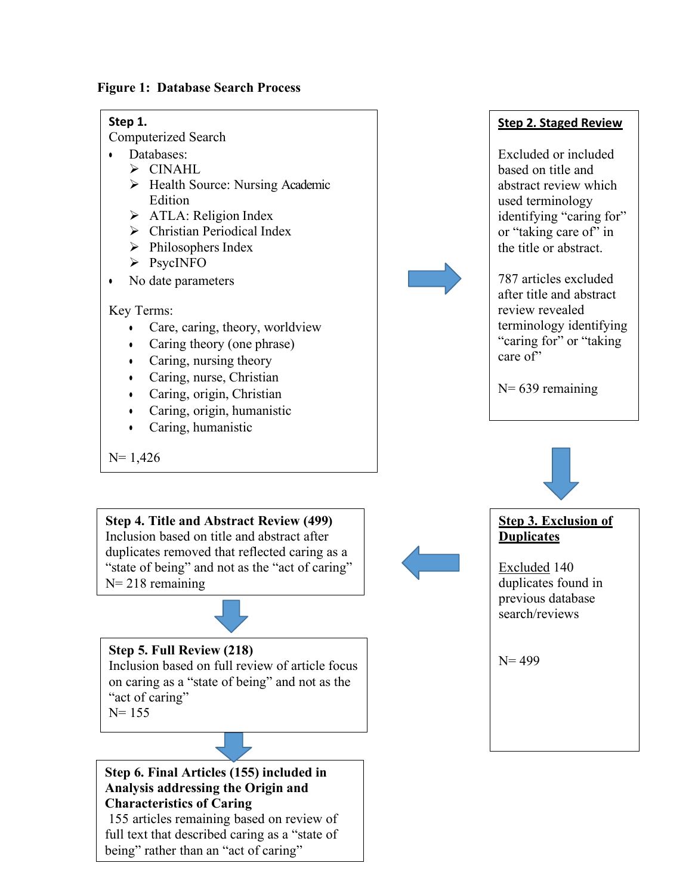**Figure 1: Database Search Process**

**Step 1.**
Computerized Search

- Databases:
  - CINAHL
  - Health Source: Nursing Academic Edition
  - ATLA: Religion Index
  - Christian Periodical Index
  - Philosophers Index
  - PsycINFO
- No date parameters

Key Terms:

- Care, caring, theory, worldview
- Caring theory (one phrase)
- Caring, nursing theory
- Caring, nurse, Christian
- Caring, origin, Christian
- Caring, origin, humanistic
- Caring, humanistic

N= 1,426

**Step 2. Staged Review**

Excluded or included based on title and abstract review which used terminology identifying "caring for" or "taking care of" in the title or abstract.

787 articles excluded after title and abstract review revealed terminology identifying "caring for" or "taking care of"

N= 639 remaining

**Step 3. Exclusion of Duplicates**

Excluded 140 duplicates found in previous database search/reviews

N= 499

**Step 4. Title and Abstract Review (499)**
Inclusion based on title and abstract after duplicates removed that reflected caring as a "state of being" and not as the "act of caring"
N= 218 remaining

**Step 5. Full Review (218)**
Inclusion based on full review of article focus on caring as a "state of being" and not as the "act of caring"
N= 155

**Step 6. Final Articles (155) included in Analysis addressing the Origin and Characteristics of Caring**
155 articles remaining based on review of full text that described caring as a "state of being" rather than an "act of caring"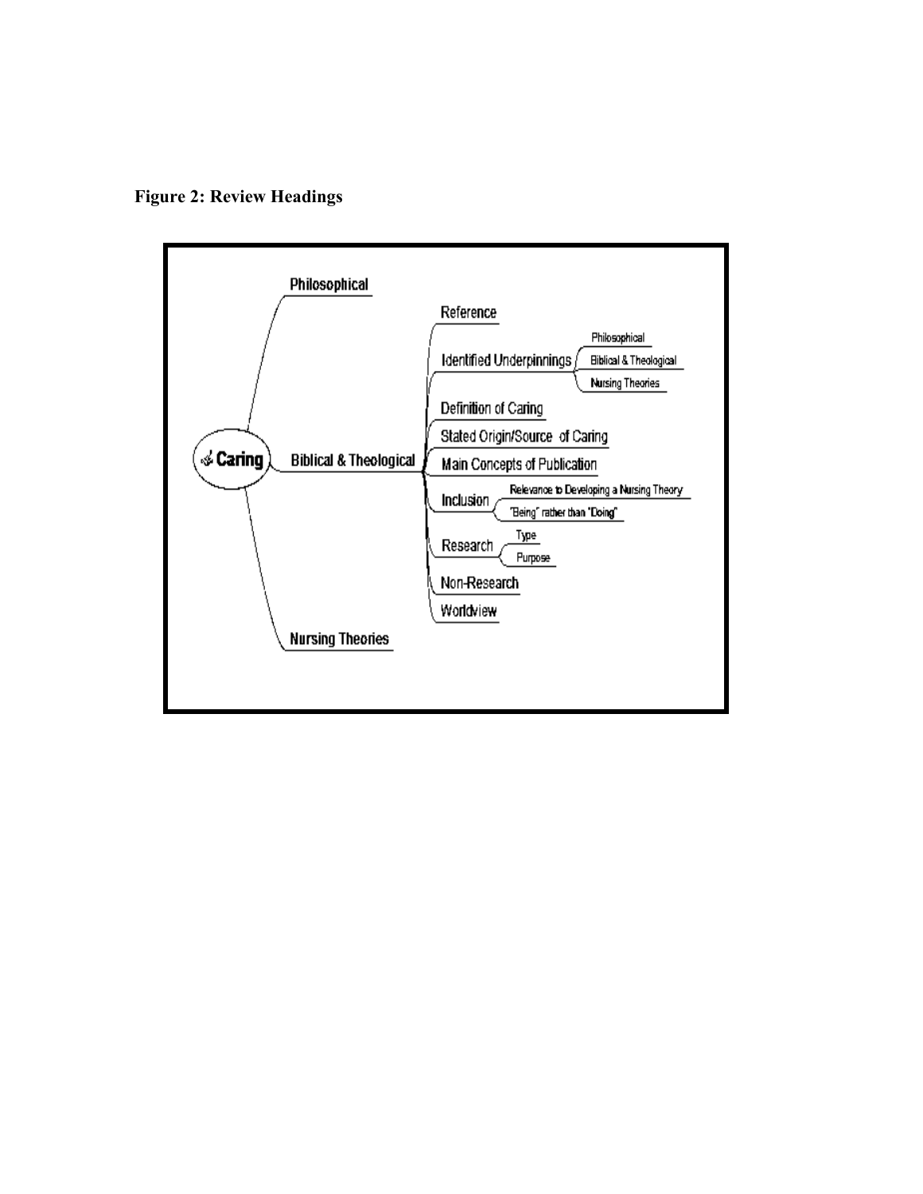**Figure 2: Review Headings**

- Caring
  - Philosophical
  - Biblical & Theological
    - Reference
    - Identified Underpinnings
      - Philosophical
      - Biblical & Theological
      - Nursing Theories
    - Definition of Caring
    - Stated Origin/Source of Caring
    - Main Concepts of Publication
    - Inclusion
      - Relevance to Developing a Nursing Theory
      - "Being" rather than "Doing"
    - Research
      - Type
      - Purpose
    - Non-Research
    - Worldview
  - Nursing Theories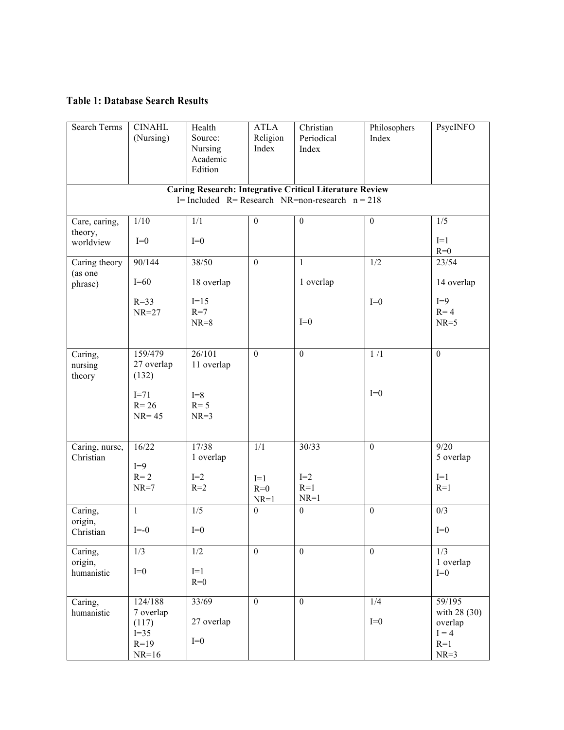**Table 1: Database Search Results**

| Search Terms | CINAHL (Nursing) | Health Source: Nursing Academic Edition | ATLA Religion Index | Christian Periodical Index | Philosophers Index | PsycINFO |
|---|---|---|---|---|---|---|
| **Caring Research: Integrative Critical Literature Review** I= Included R= Research NR=non-research n = 218 | | | | | | |
| Care, caring, theory, worldview | 1/10 I=0 | 1/1 I=0 | 0 | 0 | 0 | 1/5 I=1 R=0 |
| Caring theory (as one phrase) | 90/144 I=60 R=33 NR=27 | 38/50 18 overlap I=15 R=7 NR=8 | 0 | 1 1 overlap I=0 | 1/2 I=0 | 23/54 14 overlap I=9 R= 4 NR=5 |
| Caring, nursing theory | 159/479 27 overlap (132) I=71 R= 26 NR= 45 | 26/101 11 overlap I=8 R= 5 NR=3 | 0 | 0 | 1 /1 I=0 | 0 |
| Caring, nurse, Christian | 16/22 I=9 R= 2 NR=7 | 17/38 1 overlap I=2 R=2 | 1/1 I=1 R=0 NR=1 | 30/33 I=2 R=1 NR=1 | 0 | 9/20 5 overlap I=1 R=1 |
| Caring, origin, Christian | 1 I=-0 | 1/5 I=0 | 0 | 0 | 0 | 0/3 I=0 |
| Caring, origin, humanistic | 1/3 I=0 | 1/2 I=1 R=0 | 0 | 0 | 0 | 1/3 1 overlap I=0 |
| Caring, humanistic | 124/188 7 overlap (117) I=35 R=19 NR=16 | 33/69 27 overlap I=0 | 0 | 0 | 1/4 I=0 | 59/195 with 28 (30) overlap I = 4 R=1 NR=3 |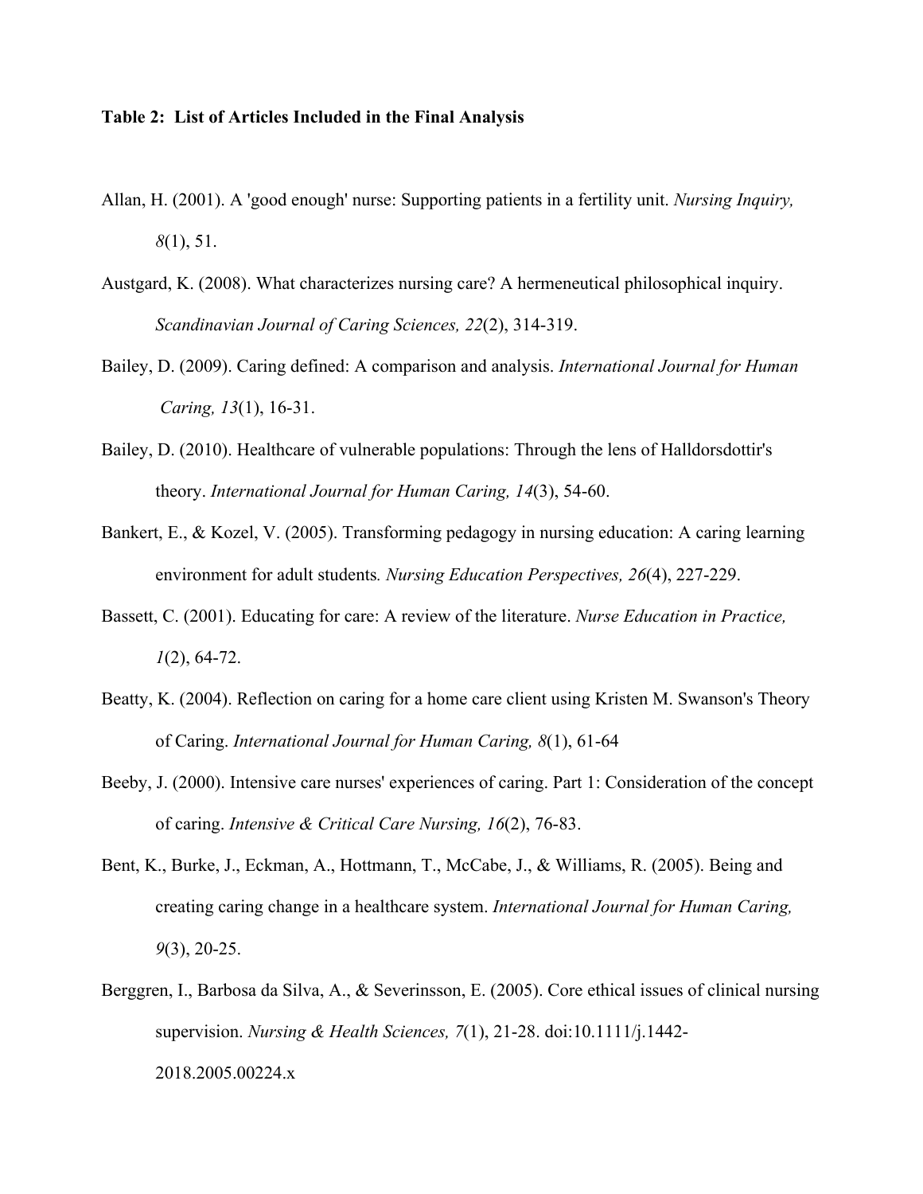**Table 2: List of Articles Included in the Final Analysis**

Allan, H. (2001). A 'good enough' nurse: Supporting patients in a fertility unit. *Nursing Inquiry, 8*(1), 51.

Austgard, K. (2008). What characterizes nursing care? A hermeneutical philosophical inquiry. *Scandinavian Journal of Caring Sciences, 22*(2), 314-319.

Bailey, D. (2009). Caring defined: A comparison and analysis. *International Journal for Human Caring, 13*(1), 16-31.

Bailey, D. (2010). Healthcare of vulnerable populations: Through the lens of Halldorsdottir's theory. *International Journal for Human Caring, 14*(3), 54-60.

Bankert, E., & Kozel, V. (2005). Transforming pedagogy in nursing education: A caring learning environment for adult students. *Nursing Education Perspectives, 26*(4), 227-229.

Bassett, C. (2001). Educating for care: A review of the literature. *Nurse Education in Practice, 1*(2), 64-72.

Beatty, K. (2004). Reflection on caring for a home care client using Kristen M. Swanson's Theory of Caring. *International Journal for Human Caring, 8*(1), 61-64

Beeby, J. (2000). Intensive care nurses' experiences of caring. Part 1: Consideration of the concept of caring. *Intensive & Critical Care Nursing, 16*(2), 76-83.

Bent, K., Burke, J., Eckman, A., Hottmann, T., McCabe, J., & Williams, R. (2005). Being and creating caring change in a healthcare system. *International Journal for Human Caring, 9*(3), 20-25.

Berggren, I., Barbosa da Silva, A., & Severinsson, E. (2005). Core ethical issues of clinical nursing supervision. *Nursing & Health Sciences, 7*(1), 21-28. doi:10.1111/j.1442-2018.2005.00224.x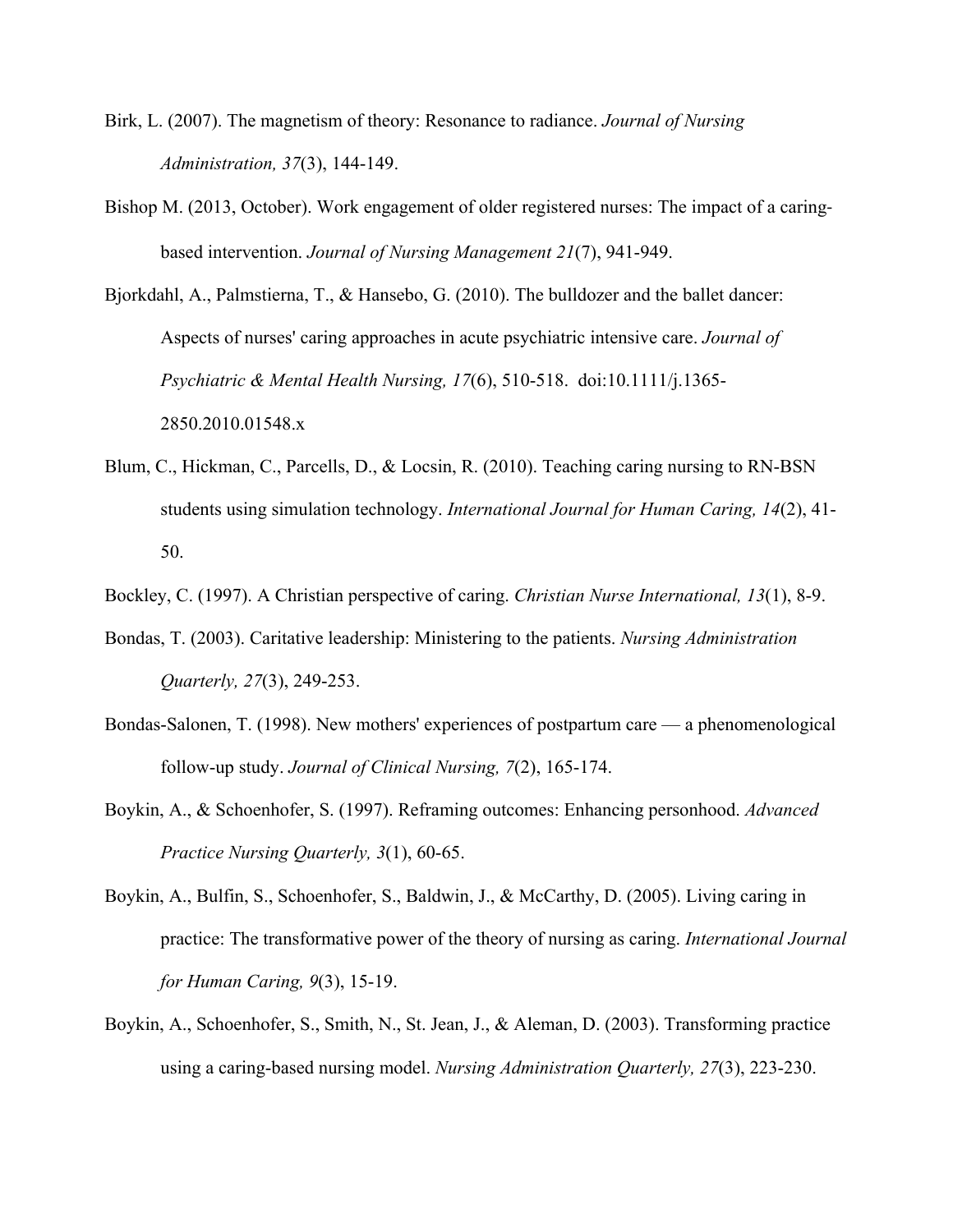Birk, L. (2007). The magnetism of theory: Resonance to radiance. *Journal of Nursing Administration, 37*(3), 144-149.

Bishop M. (2013, October). Work engagement of older registered nurses: The impact of a caring-based intervention. *Journal of Nursing Management 21*(7), 941-949.

Bjorkdahl, A., Palmstierna, T., & Hansebo, G. (2010). The bulldozer and the ballet dancer: Aspects of nurses' caring approaches in acute psychiatric intensive care. *Journal of Psychiatric & Mental Health Nursing, 17*(6), 510-518. doi:10.1111/j.1365-2850.2010.01548.x

Blum, C., Hickman, C., Parcells, D., & Locsin, R. (2010). Teaching caring nursing to RN-BSN students using simulation technology. *International Journal for Human Caring, 14*(2), 41-50.

Bockley, C. (1997). A Christian perspective of caring. *Christian Nurse International, 13*(1), 8-9.

Bondas, T. (2003). Caritative leadership: Ministering to the patients. *Nursing Administration Quarterly, 27*(3), 249-253.

Bondas-Salonen, T. (1998). New mothers' experiences of postpartum care — a phenomenological follow-up study. *Journal of Clinical Nursing, 7*(2), 165-174.

Boykin, A., & Schoenhofer, S. (1997). Reframing outcomes: Enhancing personhood. *Advanced Practice Nursing Quarterly, 3*(1), 60-65.

Boykin, A., Bulfin, S., Schoenhofer, S., Baldwin, J., & McCarthy, D. (2005). Living caring in practice: The transformative power of the theory of nursing as caring. *International Journal for Human Caring, 9*(3), 15-19.

Boykin, A., Schoenhofer, S., Smith, N., St. Jean, J., & Aleman, D. (2003). Transforming practice using a caring-based nursing model. *Nursing Administration Quarterly, 27*(3), 223-230.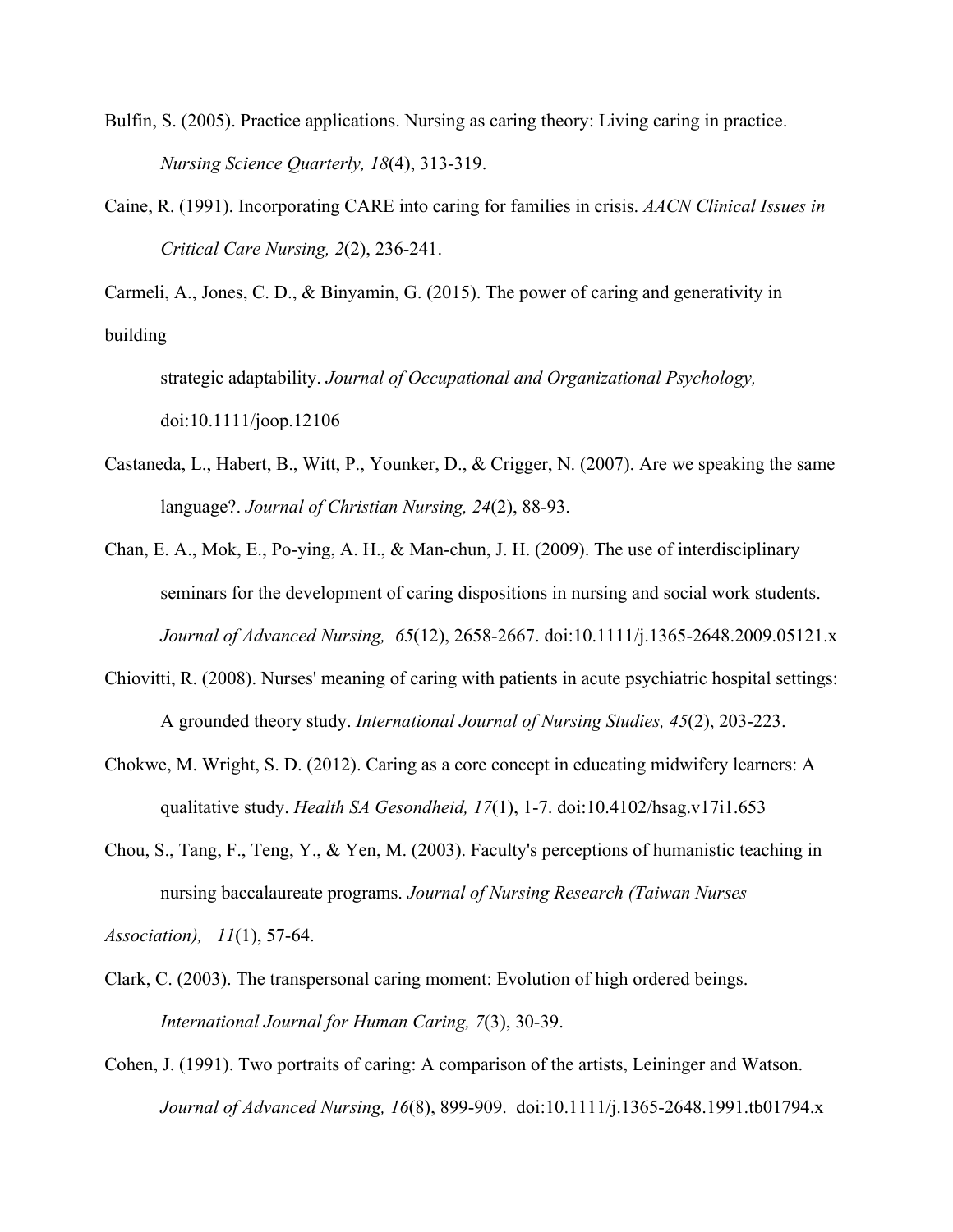Bulfin, S. (2005). Practice applications. Nursing as caring theory: Living caring in practice. *Nursing Science Quarterly, 18*(4), 313-319.

Caine, R. (1991). Incorporating CARE into caring for families in crisis. *AACN Clinical Issues in Critical Care Nursing, 2*(2), 236-241.

Carmeli, A., Jones, C. D., & Binyamin, G. (2015). The power of caring and generativity in building strategic adaptability. *Journal of Occupational and Organizational Psychology,* doi:10.1111/joop.12106

Castaneda, L., Habert, B., Witt, P., Younker, D., & Crigger, N. (2007). Are we speaking the same language?. *Journal of Christian Nursing, 24*(2), 88-93.

Chan, E. A., Mok, E., Po-ying, A. H., & Man-chun, J. H. (2009). The use of interdisciplinary seminars for the development of caring dispositions in nursing and social work students. *Journal of Advanced Nursing, 65*(12), 2658-2667. doi:10.1111/j.1365-2648.2009.05121.x

Chiovitti, R. (2008). Nurses' meaning of caring with patients in acute psychiatric hospital settings: A grounded theory study. *International Journal of Nursing Studies, 45*(2), 203-223.

Chokwe, M. Wright, S. D. (2012). Caring as a core concept in educating midwifery learners: A qualitative study. *Health SA Gesondheid, 17*(1), 1-7. doi:10.4102/hsag.v17i1.653

Chou, S., Tang, F., Teng, Y., & Yen, M. (2003). Faculty's perceptions of humanistic teaching in nursing baccalaureate programs. *Journal of Nursing Research (Taiwan Nurses Association), 11*(1), 57-64.

Clark, C. (2003). The transpersonal caring moment: Evolution of high ordered beings. *International Journal for Human Caring, 7*(3), 30-39.

Cohen, J. (1991). Two portraits of caring: A comparison of the artists, Leininger and Watson. *Journal of Advanced Nursing, 16*(8), 899-909. doi:10.1111/j.1365-2648.1991.tb01794.x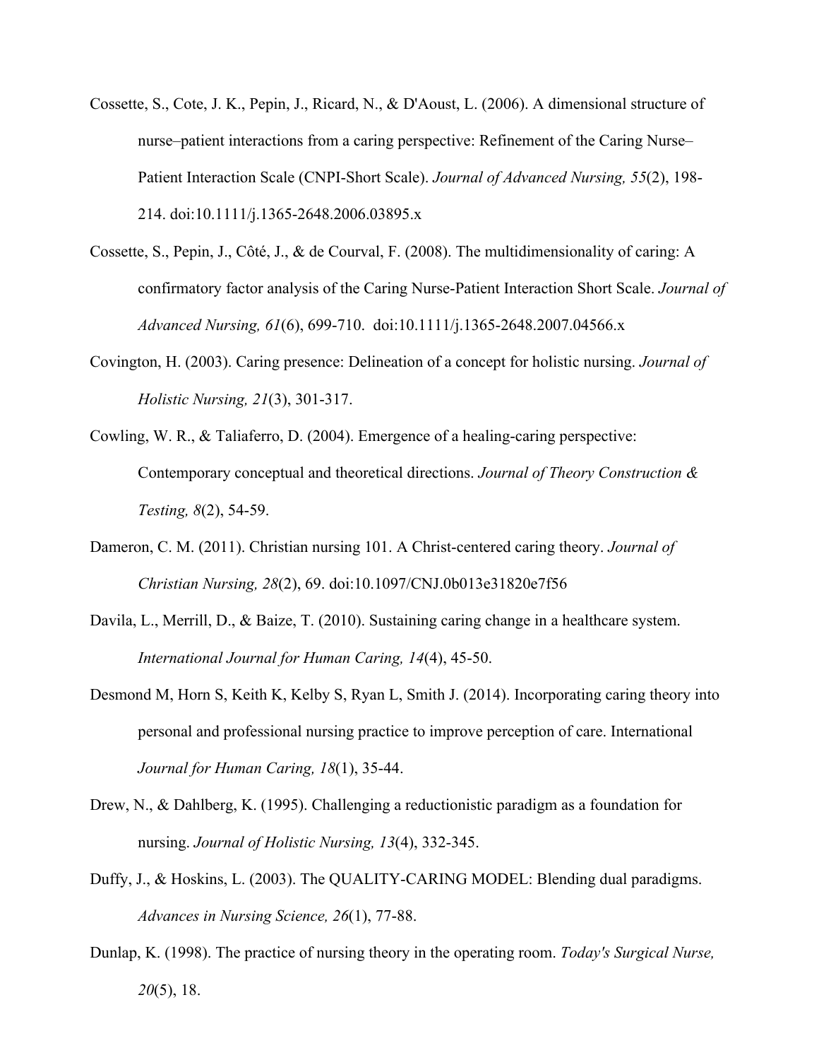Cossette, S., Cote, J. K., Pepin, J., Ricard, N., & D'Aoust, L. (2006). A dimensional structure of nurse–patient interactions from a caring perspective: Refinement of the Caring Nurse–Patient Interaction Scale (CNPI-Short Scale). *Journal of Advanced Nursing, 55*(2), 198-214. doi:10.1111/j.1365-2648.2006.03895.x

Cossette, S., Pepin, J., Côté, J., & de Courval, F. (2008). The multidimensionality of caring: A confirmatory factor analysis of the Caring Nurse-Patient Interaction Short Scale. *Journal of Advanced Nursing, 61*(6), 699-710. doi:10.1111/j.1365-2648.2007.04566.x

Covington, H. (2003). Caring presence: Delineation of a concept for holistic nursing. *Journal of Holistic Nursing, 21*(3), 301-317.

Cowling, W. R., & Taliaferro, D. (2004). Emergence of a healing-caring perspective: Contemporary conceptual and theoretical directions. *Journal of Theory Construction & Testing, 8*(2), 54-59.

Dameron, C. M. (2011). Christian nursing 101. A Christ-centered caring theory. *Journal of Christian Nursing, 28*(2), 69. doi:10.1097/CNJ.0b013e31820e7f56

Davila, L., Merrill, D., & Baize, T. (2010). Sustaining caring change in a healthcare system. *International Journal for Human Caring, 14*(4), 45-50.

Desmond M, Horn S, Keith K, Kelby S, Ryan L, Smith J. (2014). Incorporating caring theory into personal and professional nursing practice to improve perception of care. International *Journal for Human Caring, 18*(1), 35-44.

Drew, N., & Dahlberg, K. (1995). Challenging a reductionistic paradigm as a foundation for nursing. *Journal of Holistic Nursing, 13*(4), 332-345.

Duffy, J., & Hoskins, L. (2003). The QUALITY-CARING MODEL: Blending dual paradigms. *Advances in Nursing Science, 26*(1), 77-88.

Dunlap, K. (1998). The practice of nursing theory in the operating room. *Today's Surgical Nurse, 20*(5), 18.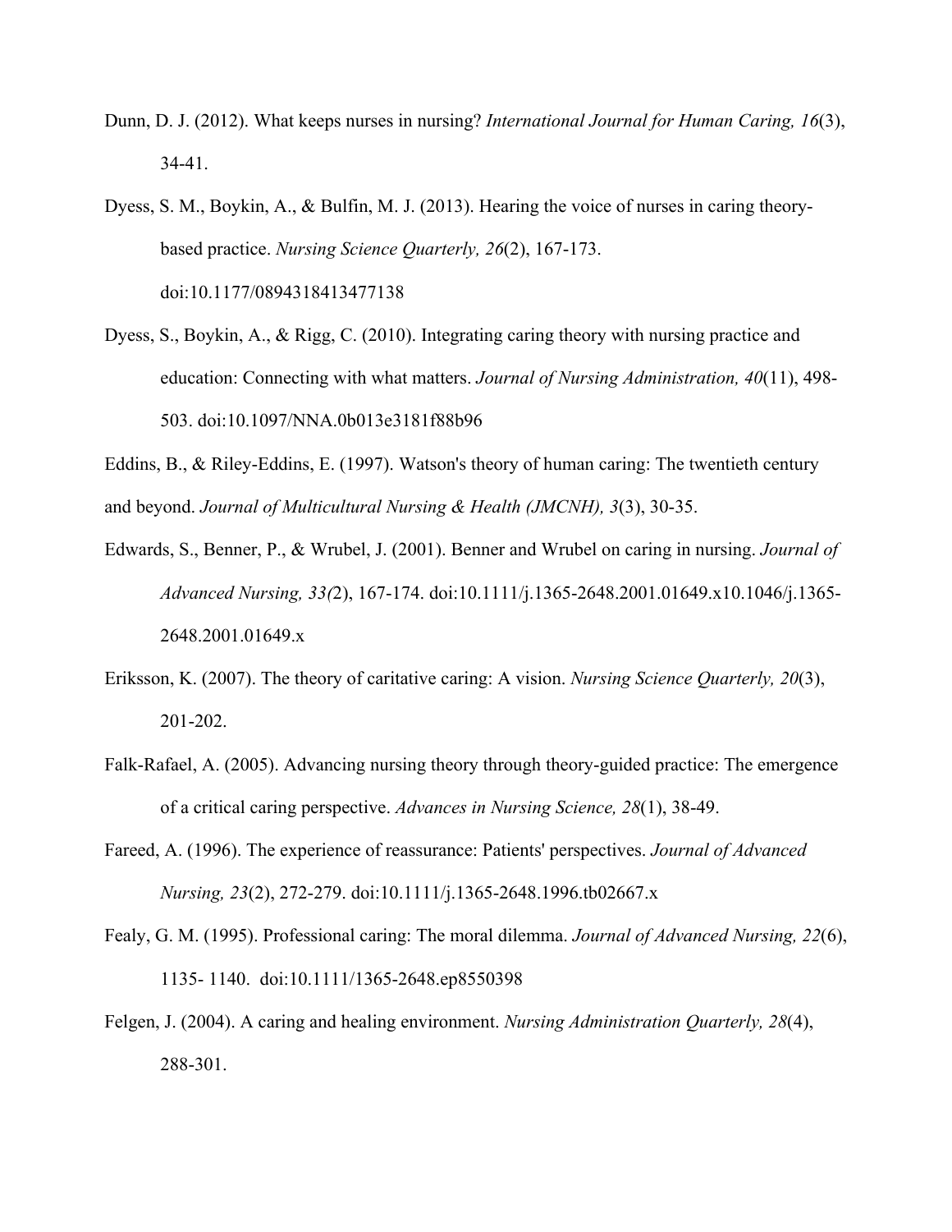Dunn, D. J. (2012). What keeps nurses in nursing? *International Journal for Human Caring, 16*(3), 34-41.

Dyess, S. M., Boykin, A., & Bulfin, M. J. (2013). Hearing the voice of nurses in caring theory-based practice. *Nursing Science Quarterly, 26*(2), 167-173. doi:10.1177/0894318413477138

Dyess, S., Boykin, A., & Rigg, C. (2010). Integrating caring theory with nursing practice and education: Connecting with what matters. *Journal of Nursing Administration, 40*(11), 498-503. doi:10.1097/NNA.0b013e3181f88b96

Eddins, B., & Riley-Eddins, E. (1997). Watson's theory of human caring: The twentieth century and beyond. *Journal of Multicultural Nursing & Health (JMCNH), 3*(3), 30-35.

Edwards, S., Benner, P., & Wrubel, J. (2001). Benner and Wrubel on caring in nursing. *Journal of Advanced Nursing, 33(*2), 167-174. doi:10.1111/j.1365-2648.2001.01649.x10.1046/j.1365-2648.2001.01649.x

Eriksson, K. (2007). The theory of caritative caring: A vision. *Nursing Science Quarterly, 20*(3), 201-202.

Falk-Rafael, A. (2005). Advancing nursing theory through theory-guided practice: The emergence of a critical caring perspective. *Advances in Nursing Science, 28*(1), 38-49.

Fareed, A. (1996). The experience of reassurance: Patients' perspectives. *Journal of Advanced Nursing, 23*(2), 272-279. doi:10.1111/j.1365-2648.1996.tb02667.x

Fealy, G. M. (1995). Professional caring: The moral dilemma. *Journal of Advanced Nursing, 22*(6), 1135- 1140. doi:10.1111/1365-2648.ep8550398

Felgen, J. (2004). A caring and healing environment. *Nursing Administration Quarterly, 28*(4), 288-301.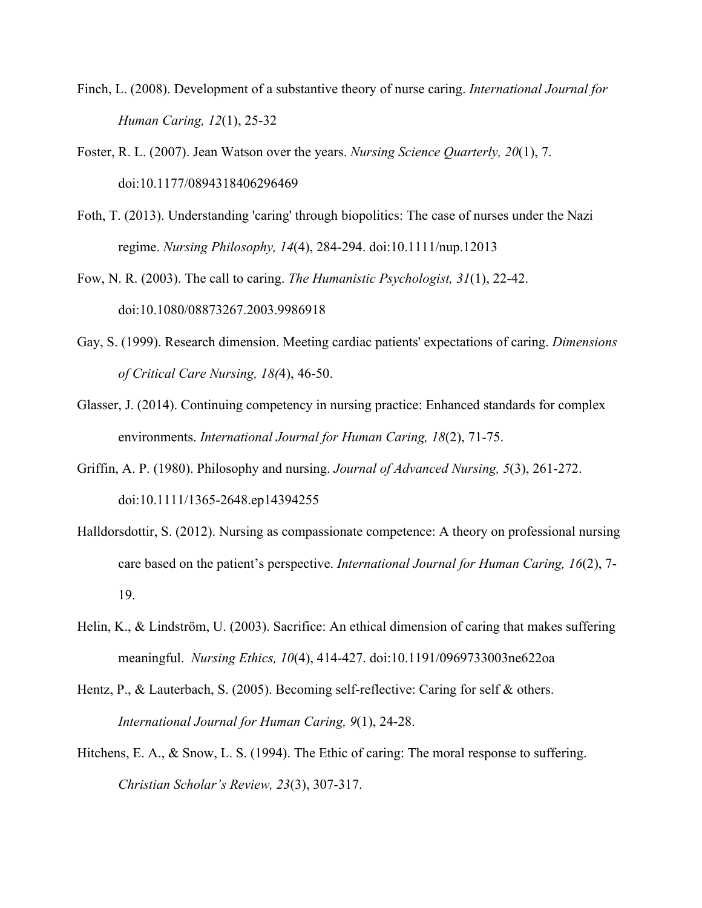Finch, L. (2008). Development of a substantive theory of nurse caring. *International Journal for Human Caring, 12*(1), 25-32

Foster, R. L. (2007). Jean Watson over the years. *Nursing Science Quarterly, 20*(1), 7. doi:10.1177/0894318406296469

Foth, T. (2013). Understanding 'caring' through biopolitics: The case of nurses under the Nazi regime. *Nursing Philosophy, 14*(4), 284-294. doi:10.1111/nup.12013

Fow, N. R. (2003). The call to caring. *The Humanistic Psychologist, 31*(1), 22-42. doi:10.1080/08873267.2003.9986918

Gay, S. (1999). Research dimension. Meeting cardiac patients' expectations of caring. *Dimensions of Critical Care Nursing, 18(*4), 46-50.

Glasser, J. (2014). Continuing competency in nursing practice: Enhanced standards for complex environments. *International Journal for Human Caring, 18*(2), 71-75.

Griffin, A. P. (1980). Philosophy and nursing. *Journal of Advanced Nursing, 5*(3), 261-272. doi:10.1111/1365-2648.ep14394255

Halldorsdottir, S. (2012). Nursing as compassionate competence: A theory on professional nursing care based on the patient's perspective. *International Journal for Human Caring, 16*(2), 7-19.

Helin, K., & Lindström, U. (2003). Sacrifice: An ethical dimension of caring that makes suffering meaningful. *Nursing Ethics, 10*(4), 414-427. doi:10.1191/0969733003ne622oa

Hentz, P., & Lauterbach, S. (2005). Becoming self-reflective: Caring for self & others. *International Journal for Human Caring, 9*(1), 24-28.

Hitchens, E. A., & Snow, L. S. (1994). The Ethic of caring: The moral response to suffering. *Christian Scholar's Review, 23*(3), 307-317.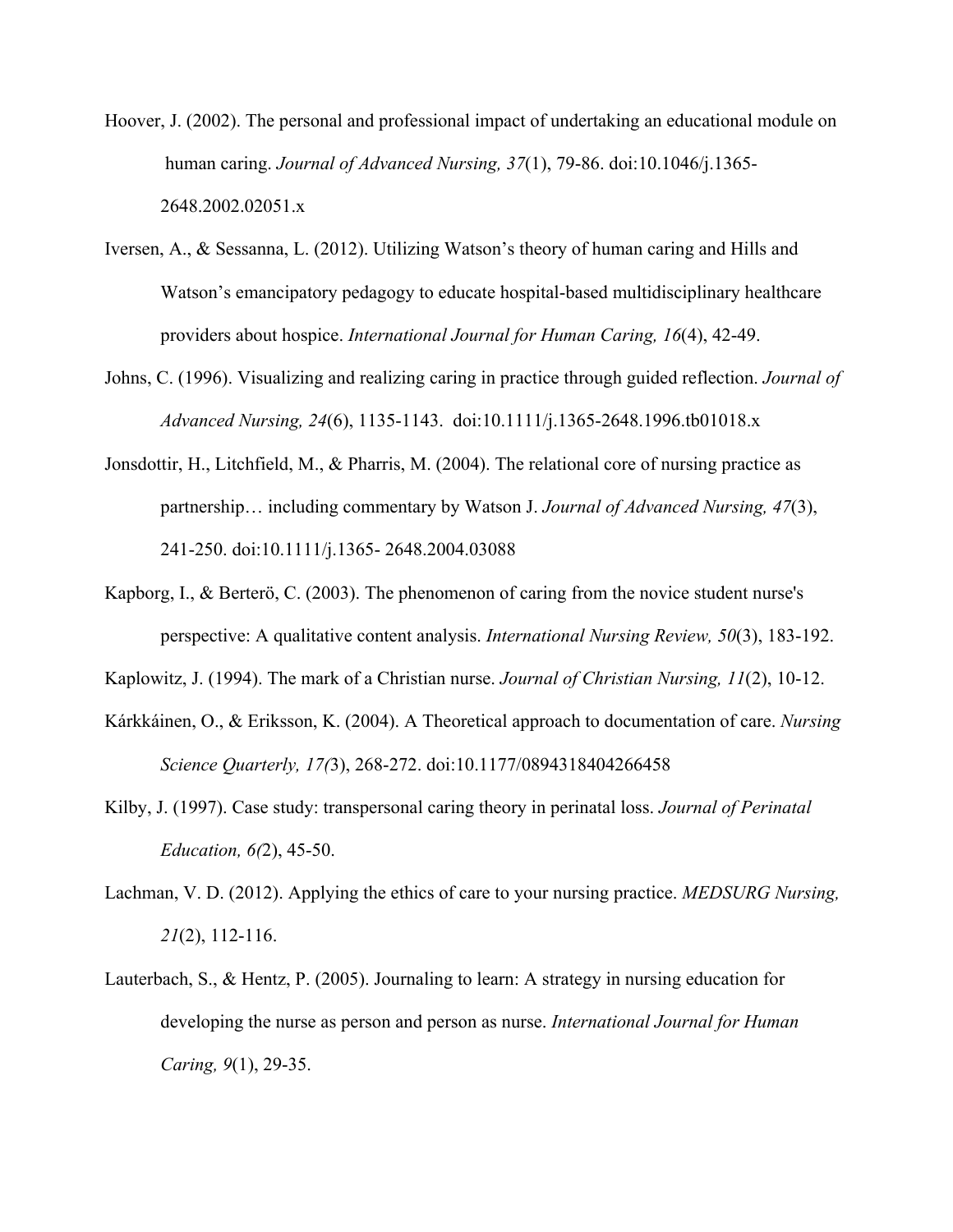Hoover, J. (2002). The personal and professional impact of undertaking an educational module on human caring. *Journal of Advanced Nursing, 37*(1), 79-86. doi:10.1046/j.1365-2648.2002.02051.x

Iversen, A., & Sessanna, L. (2012). Utilizing Watson's theory of human caring and Hills and Watson's emancipatory pedagogy to educate hospital-based multidisciplinary healthcare providers about hospice. *International Journal for Human Caring, 16*(4), 42-49.

Johns, C. (1996). Visualizing and realizing caring in practice through guided reflection. *Journal of Advanced Nursing, 24*(6), 1135-1143. doi:10.1111/j.1365-2648.1996.tb01018.x

Jonsdottir, H., Litchfield, M., & Pharris, M. (2004). The relational core of nursing practice as partnership… including commentary by Watson J. *Journal of Advanced Nursing, 47*(3), 241-250. doi:10.1111/j.1365- 2648.2004.03088

Kapborg, I., & Berterö, C. (2003). The phenomenon of caring from the novice student nurse's perspective: A qualitative content analysis. *International Nursing Review, 50*(3), 183-192.

Kaplowitz, J. (1994). The mark of a Christian nurse. *Journal of Christian Nursing, 11*(2), 10-12.

Kárkkáinen, O., & Eriksson, K. (2004). A Theoretical approach to documentation of care. *Nursing Science Quarterly, 17(*3), 268-272. doi:10.1177/0894318404266458

Kilby, J. (1997). Case study: transpersonal caring theory in perinatal loss. *Journal of Perinatal Education, 6(*2), 45-50.

Lachman, V. D. (2012). Applying the ethics of care to your nursing practice. *MEDSURG Nursing, 21*(2), 112-116.

Lauterbach, S., & Hentz, P. (2005). Journaling to learn: A strategy in nursing education for developing the nurse as person and person as nurse. *International Journal for Human Caring, 9*(1), 29-35.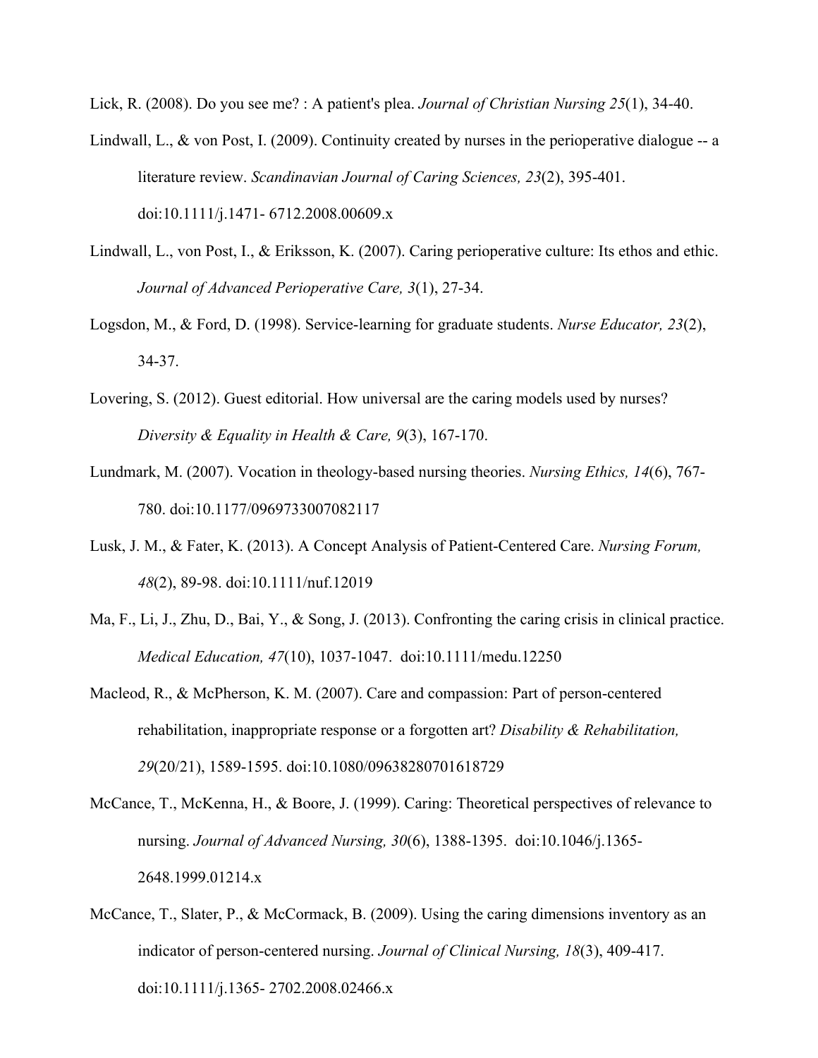Lick, R. (2008). Do you see me? : A patient's plea. *Journal of Christian Nursing 25*(1), 34-40.

Lindwall, L., & von Post, I. (2009). Continuity created by nurses in the perioperative dialogue -- a literature review. *Scandinavian Journal of Caring Sciences, 23*(2), 395-401. doi:10.1111/j.1471- 6712.2008.00609.x

Lindwall, L., von Post, I., & Eriksson, K. (2007). Caring perioperative culture: Its ethos and ethic. *Journal of Advanced Perioperative Care, 3*(1), 27-34.

Logsdon, M., & Ford, D. (1998). Service-learning for graduate students. *Nurse Educator, 23*(2), 34-37.

Lovering, S. (2012). Guest editorial. How universal are the caring models used by nurses? *Diversity & Equality in Health & Care, 9*(3), 167-170.

Lundmark, M. (2007). Vocation in theology-based nursing theories. *Nursing Ethics, 14*(6), 767-780. doi:10.1177/0969733007082117

Lusk, J. M., & Fater, K. (2013). A Concept Analysis of Patient-Centered Care. *Nursing Forum, 48*(2), 89-98. doi:10.1111/nuf.12019

Ma, F., Li, J., Zhu, D., Bai, Y., & Song, J. (2013). Confronting the caring crisis in clinical practice. *Medical Education, 47*(10), 1037-1047. doi:10.1111/medu.12250

Macleod, R., & McPherson, K. M. (2007). Care and compassion: Part of person-centered rehabilitation, inappropriate response or a forgotten art? *Disability & Rehabilitation, 29*(20/21), 1589-1595. doi:10.1080/09638280701618729

McCance, T., McKenna, H., & Boore, J. (1999). Caring: Theoretical perspectives of relevance to nursing. *Journal of Advanced Nursing, 30*(6), 1388-1395. doi:10.1046/j.1365-2648.1999.01214.x

McCance, T., Slater, P., & McCormack, B. (2009). Using the caring dimensions inventory as an indicator of person-centered nursing. *Journal of Clinical Nursing, 18*(3), 409-417. doi:10.1111/j.1365- 2702.2008.02466.x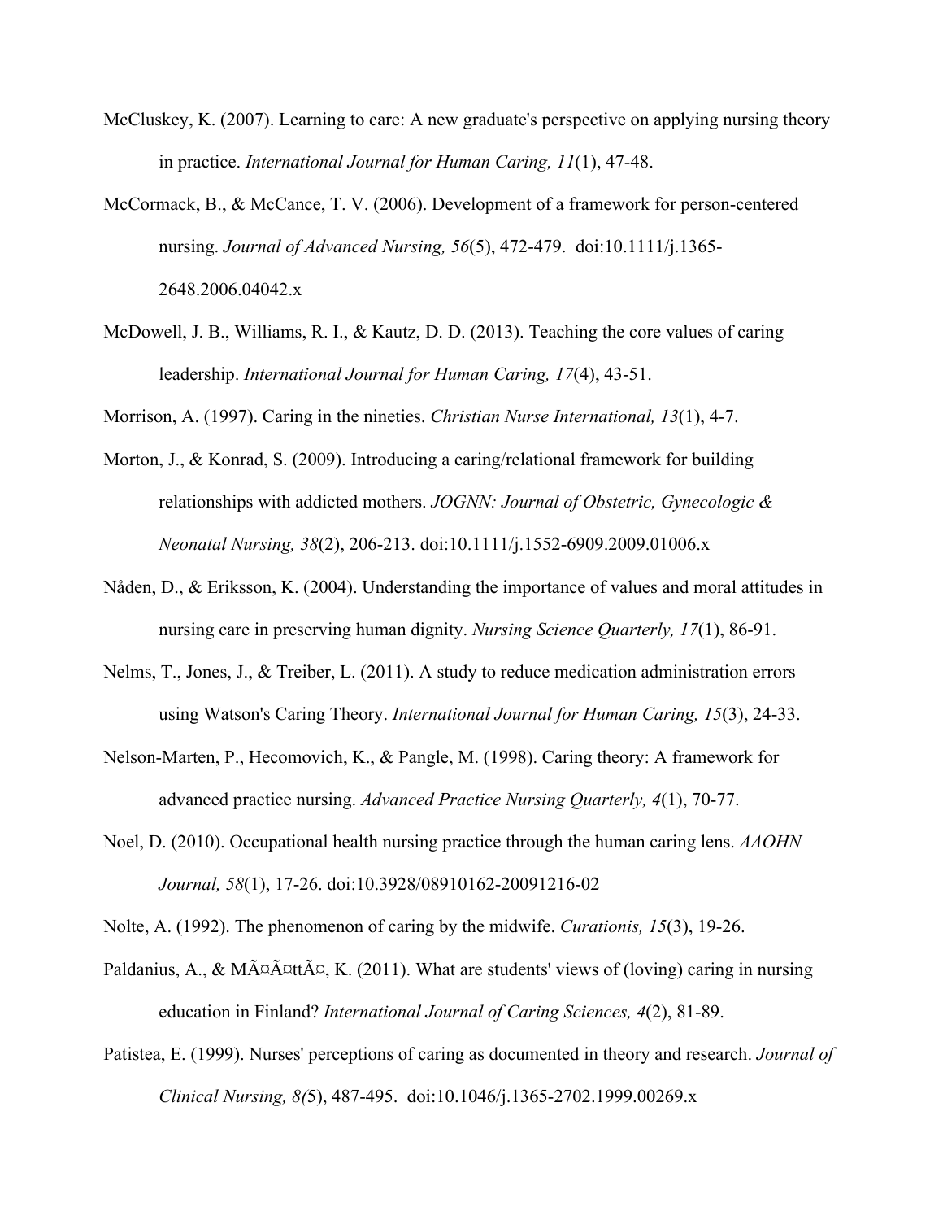McCluskey, K. (2007). Learning to care: A new graduate's perspective on applying nursing theory in practice. *International Journal for Human Caring, 11*(1), 47-48.

McCormack, B., & McCance, T. V. (2006). Development of a framework for person-centered nursing. *Journal of Advanced Nursing, 56*(5), 472-479. doi:10.1111/j.1365-2648.2006.04042.x

McDowell, J. B., Williams, R. I., & Kautz, D. D. (2013). Teaching the core values of caring leadership. *International Journal for Human Caring, 17*(4), 43-51.

Morrison, A. (1997). Caring in the nineties. *Christian Nurse International, 13*(1), 4-7.

Morton, J., & Konrad, S. (2009). Introducing a caring/relational framework for building relationships with addicted mothers. *JOGNN: Journal of Obstetric, Gynecologic & Neonatal Nursing, 38*(2), 206-213. doi:10.1111/j.1552-6909.2009.01006.x

Nåden, D., & Eriksson, K. (2004). Understanding the importance of values and moral attitudes in nursing care in preserving human dignity. *Nursing Science Quarterly, 17*(1), 86-91.

Nelms, T., Jones, J., & Treiber, L. (2011). A study to reduce medication administration errors using Watson's Caring Theory. *International Journal for Human Caring, 15*(3), 24-33.

Nelson-Marten, P., Hecomovich, K., & Pangle, M. (1998). Caring theory: A framework for advanced practice nursing. *Advanced Practice Nursing Quarterly, 4*(1), 70-77.

Noel, D. (2010). Occupational health nursing practice through the human caring lens. *AAOHN Journal, 58*(1), 17-26. doi:10.3928/08910162-20091216-02

Nolte, A. (1992). The phenomenon of caring by the midwife. *Curationis, 15*(3), 19-26.

Paldanius, A., & MÃ¤Ã¤ttÃ¤, K. (2011). What are students' views of (loving) caring in nursing education in Finland? *International Journal of Caring Sciences, 4*(2), 81-89.

Patistea, E. (1999). Nurses' perceptions of caring as documented in theory and research. *Journal of Clinical Nursing, 8(*5), 487-495. doi:10.1046/j.1365-2702.1999.00269.x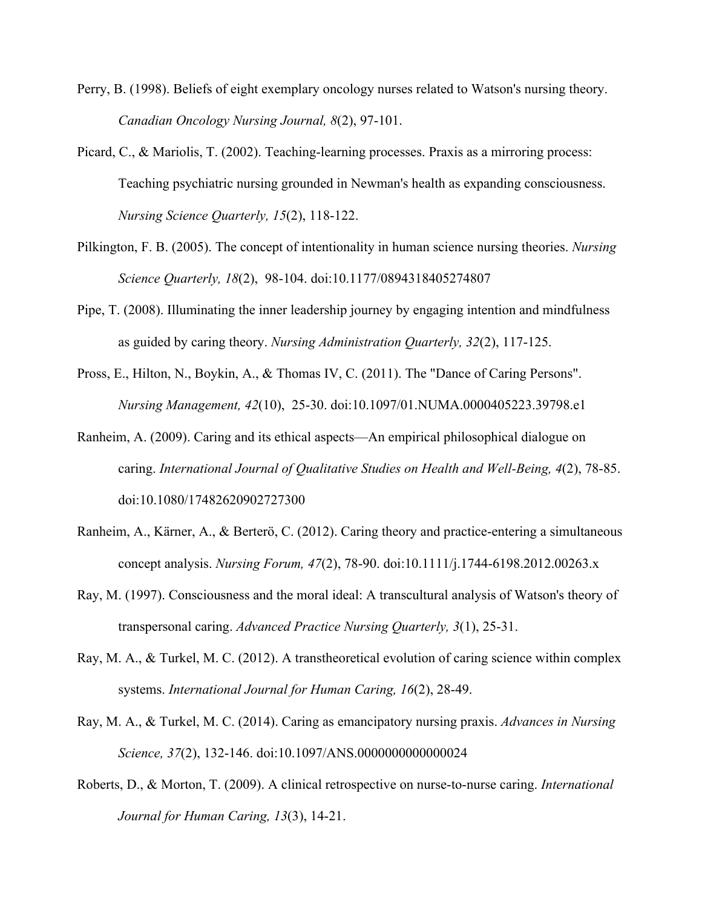Perry, B. (1998). Beliefs of eight exemplary oncology nurses related to Watson's nursing theory. *Canadian Oncology Nursing Journal, 8*(2), 97-101.

Picard, C., & Mariolis, T. (2002). Teaching-learning processes. Praxis as a mirroring process: Teaching psychiatric nursing grounded in Newman's health as expanding consciousness. *Nursing Science Quarterly, 15*(2), 118-122.

Pilkington, F. B. (2005). The concept of intentionality in human science nursing theories. *Nursing Science Quarterly, 18*(2), 98-104. doi:10.1177/0894318405274807

Pipe, T. (2008). Illuminating the inner leadership journey by engaging intention and mindfulness as guided by caring theory. *Nursing Administration Quarterly, 32*(2), 117-125.

Pross, E., Hilton, N., Boykin, A., & Thomas IV, C. (2011). The "Dance of Caring Persons". *Nursing Management, 42*(10), 25-30. doi:10.1097/01.NUMA.0000405223.39798.e1

Ranheim, A. (2009). Caring and its ethical aspects—An empirical philosophical dialogue on caring. *International Journal of Qualitative Studies on Health and Well-Being, 4*(2), 78-85. doi:10.1080/17482620902727300

Ranheim, A., Kärner, A., & Berterö, C. (2012). Caring theory and practice-entering a simultaneous concept analysis. *Nursing Forum, 47*(2), 78-90. doi:10.1111/j.1744-6198.2012.00263.x

Ray, M. (1997). Consciousness and the moral ideal: A transcultural analysis of Watson's theory of transpersonal caring. *Advanced Practice Nursing Quarterly, 3*(1), 25-31.

Ray, M. A., & Turkel, M. C. (2012). A transtheoretical evolution of caring science within complex systems. *International Journal for Human Caring, 16*(2), 28-49.

Ray, M. A., & Turkel, M. C. (2014). Caring as emancipatory nursing praxis. *Advances in Nursing Science, 37*(2), 132-146. doi:10.1097/ANS.0000000000000024

Roberts, D., & Morton, T. (2009). A clinical retrospective on nurse-to-nurse caring. *International Journal for Human Caring, 13*(3), 14-21.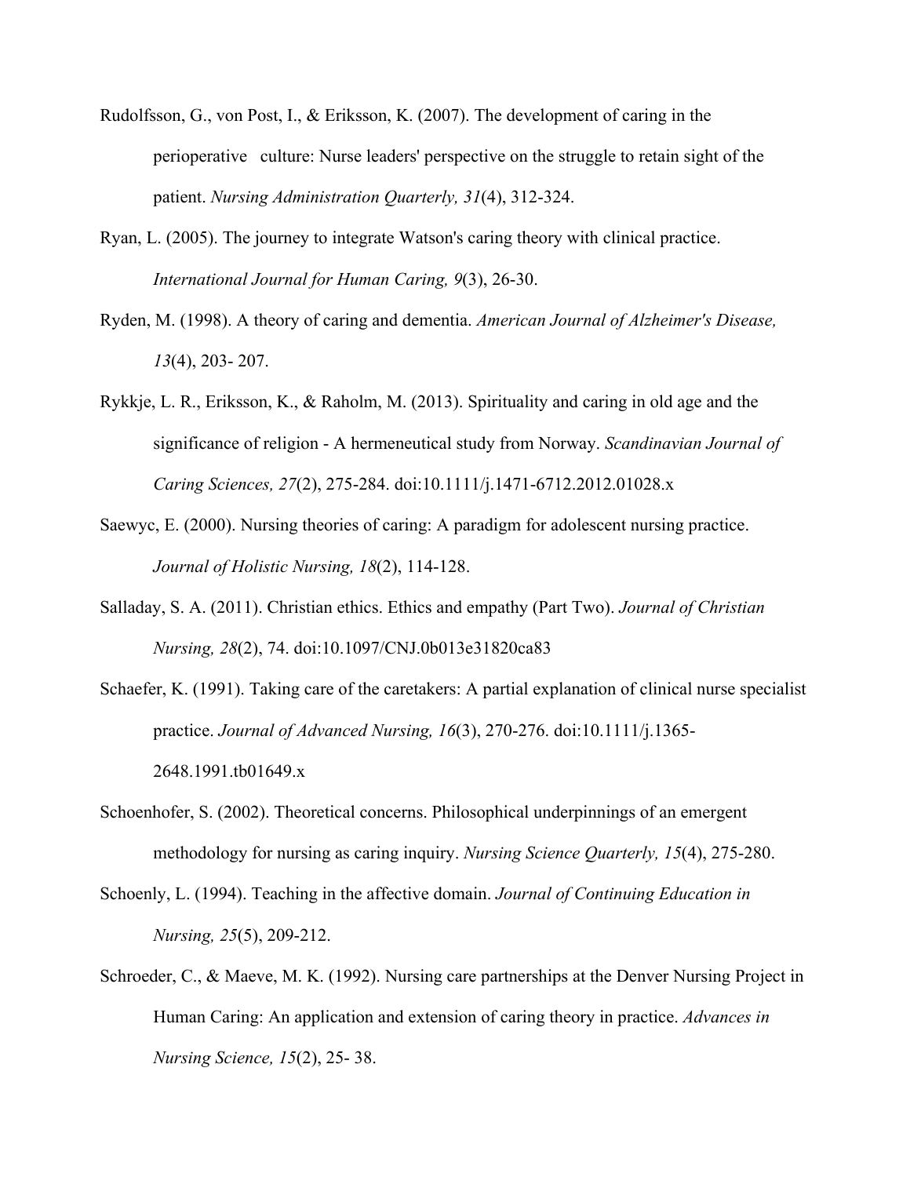Rudolfsson, G., von Post, I., & Eriksson, K. (2007). The development of caring in the perioperative culture: Nurse leaders' perspective on the struggle to retain sight of the patient. *Nursing Administration Quarterly, 31*(4), 312-324.

Ryan, L. (2005). The journey to integrate Watson's caring theory with clinical practice. *International Journal for Human Caring, 9*(3), 26-30.

Ryden, M. (1998). A theory of caring and dementia. *American Journal of Alzheimer's Disease, 13*(4), 203- 207.

Rykkje, L. R., Eriksson, K., & Raholm, M. (2013). Spirituality and caring in old age and the significance of religion - A hermeneutical study from Norway. *Scandinavian Journal of Caring Sciences, 27*(2), 275-284. doi:10.1111/j.1471-6712.2012.01028.x

Saewyc, E. (2000). Nursing theories of caring: A paradigm for adolescent nursing practice. *Journal of Holistic Nursing, 18*(2), 114-128.

Salladay, S. A. (2011). Christian ethics. Ethics and empathy (Part Two). *Journal of Christian Nursing, 28*(2), 74. doi:10.1097/CNJ.0b013e31820ca83

Schaefer, K. (1991). Taking care of the caretakers: A partial explanation of clinical nurse specialist practice. *Journal of Advanced Nursing, 16*(3), 270-276. doi:10.1111/j.1365-2648.1991.tb01649.x

Schoenhofer, S. (2002). Theoretical concerns. Philosophical underpinnings of an emergent methodology for nursing as caring inquiry. *Nursing Science Quarterly, 15*(4), 275-280.

Schoenly, L. (1994). Teaching in the affective domain. *Journal of Continuing Education in Nursing, 25*(5), 209-212.

Schroeder, C., & Maeve, M. K. (1992). Nursing care partnerships at the Denver Nursing Project in Human Caring: An application and extension of caring theory in practice. *Advances in Nursing Science, 15*(2), 25- 38.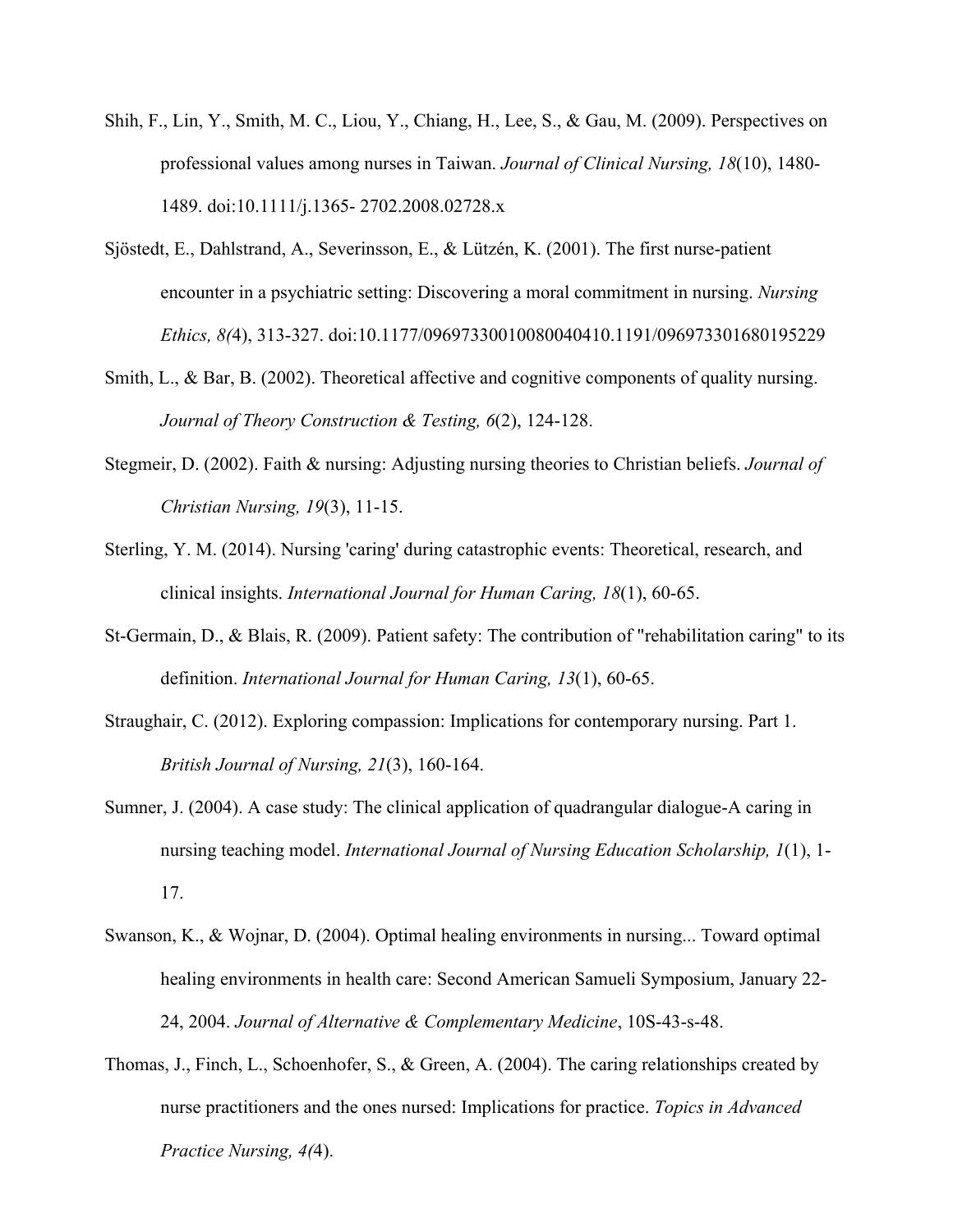Shih, F., Lin, Y., Smith, M. C., Liou, Y., Chiang, H., Lee, S., & Gau, M. (2009). Perspectives on professional values among nurses in Taiwan. *Journal of Clinical Nursing, 18*(10), 1480-1489. doi:10.1111/j.1365- 2702.2008.02728.x

Sjöstedt, E., Dahlstrand, A., Severinsson, E., & Lützén, K. (2001). The first nurse-patient encounter in a psychiatric setting: Discovering a moral commitment in nursing. *Nursing Ethics, 8(*4), 313-327. doi:10.1177/09697330010080040410.1191/096973301680195229

Smith, L., & Bar, B. (2002). Theoretical affective and cognitive components of quality nursing. *Journal of Theory Construction & Testing, 6*(2), 124-128.

Stegmeir, D. (2002). Faith & nursing: Adjusting nursing theories to Christian beliefs. *Journal of Christian Nursing, 19*(3), 11-15.

Sterling, Y. M. (2014). Nursing 'caring' during catastrophic events: Theoretical, research, and clinical insights. *International Journal for Human Caring, 18*(1), 60-65.

St-Germain, D., & Blais, R. (2009). Patient safety: The contribution of "rehabilitation caring" to its definition. *International Journal for Human Caring, 13*(1), 60-65.

Straughair, C. (2012). Exploring compassion: Implications for contemporary nursing. Part 1. *British Journal of Nursing, 21*(3), 160-164.

Sumner, J. (2004). A case study: The clinical application of quadrangular dialogue-A caring in nursing teaching model. *International Journal of Nursing Education Scholarship, 1*(1), 1-17.

Swanson, K., & Wojnar, D. (2004). Optimal healing environments in nursing... Toward optimal healing environments in health care: Second American Samueli Symposium, January 22-24, 2004. *Journal of Alternative & Complementary Medicine*, 10S-43-s-48.

Thomas, J., Finch, L., Schoenhofer, S., & Green, A. (2004). The caring relationships created by nurse practitioners and the ones nursed: Implications for practice. *Topics in Advanced Practice Nursing, 4(*4).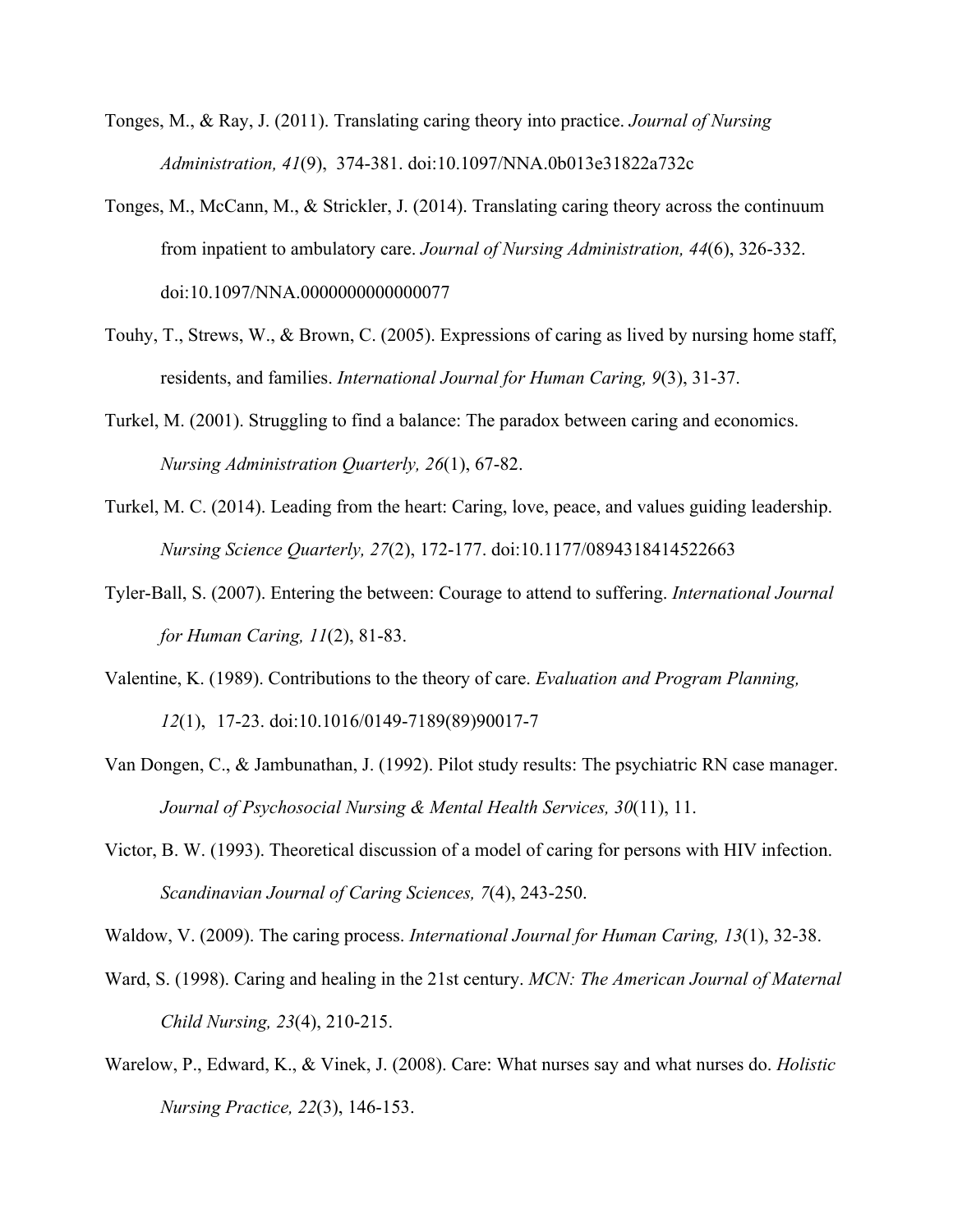Tonges, M., & Ray, J. (2011). Translating caring theory into practice. *Journal of Nursing Administration, 41*(9), 374-381. doi:10.1097/NNA.0b013e31822a732c

Tonges, M., McCann, M., & Strickler, J. (2014). Translating caring theory across the continuum from inpatient to ambulatory care. *Journal of Nursing Administration, 44*(6), 326-332. doi:10.1097/NNA.0000000000000077

Touhy, T., Strews, W., & Brown, C. (2005). Expressions of caring as lived by nursing home staff, residents, and families. *International Journal for Human Caring, 9*(3), 31-37.

Turkel, M. (2001). Struggling to find a balance: The paradox between caring and economics. *Nursing Administration Quarterly, 26*(1), 67-82.

Turkel, M. C. (2014). Leading from the heart: Caring, love, peace, and values guiding leadership. *Nursing Science Quarterly, 27*(2), 172-177. doi:10.1177/0894318414522663

Tyler-Ball, S. (2007). Entering the between: Courage to attend to suffering. *International Journal for Human Caring, 11*(2), 81-83.

Valentine, K. (1989). Contributions to the theory of care. *Evaluation and Program Planning, 12*(1), 17-23. doi:10.1016/0149-7189(89)90017-7

Van Dongen, C., & Jambunathan, J. (1992). Pilot study results: The psychiatric RN case manager. *Journal of Psychosocial Nursing & Mental Health Services, 30*(11), 11.

Victor, B. W. (1993). Theoretical discussion of a model of caring for persons with HIV infection. *Scandinavian Journal of Caring Sciences, 7*(4), 243-250.

Waldow, V. (2009). The caring process. *International Journal for Human Caring, 13*(1), 32-38.

Ward, S. (1998). Caring and healing in the 21st century. *MCN: The American Journal of Maternal Child Nursing, 23*(4), 210-215.

Warelow, P., Edward, K., & Vinek, J. (2008). Care: What nurses say and what nurses do. *Holistic Nursing Practice, 22*(3), 146-153.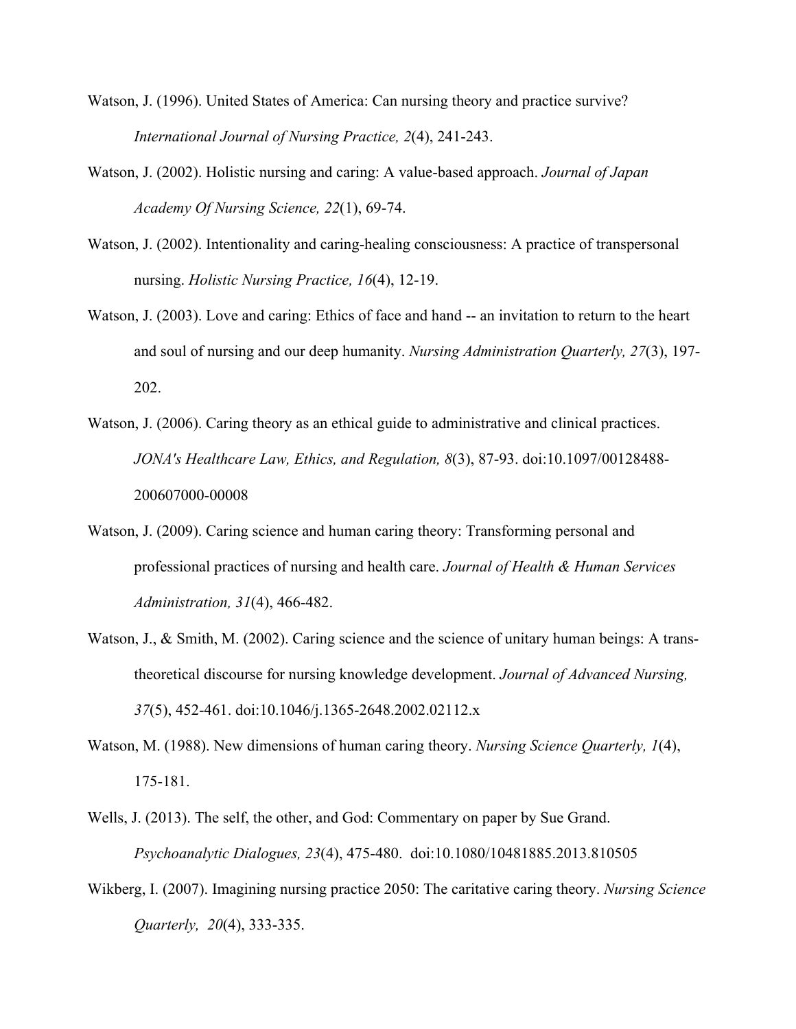Watson, J. (1996). United States of America: Can nursing theory and practice survive? *International Journal of Nursing Practice, 2*(4), 241-243.

Watson, J. (2002). Holistic nursing and caring: A value-based approach. *Journal of Japan Academy Of Nursing Science, 22*(1), 69-74.

Watson, J. (2002). Intentionality and caring-healing consciousness: A practice of transpersonal nursing. *Holistic Nursing Practice, 16*(4), 12-19.

Watson, J. (2003). Love and caring: Ethics of face and hand -- an invitation to return to the heart and soul of nursing and our deep humanity. *Nursing Administration Quarterly, 27*(3), 197-202.

Watson, J. (2006). Caring theory as an ethical guide to administrative and clinical practices. *JONA's Healthcare Law, Ethics, and Regulation, 8*(3), 87-93. doi:10.1097/00128488-200607000-00008

Watson, J. (2009). Caring science and human caring theory: Transforming personal and professional practices of nursing and health care. *Journal of Health & Human Services Administration, 31*(4), 466-482.

Watson, J., & Smith, M. (2002). Caring science and the science of unitary human beings: A trans-theoretical discourse for nursing knowledge development. *Journal of Advanced Nursing, 37*(5), 452-461. doi:10.1046/j.1365-2648.2002.02112.x

Watson, M. (1988). New dimensions of human caring theory. *Nursing Science Quarterly, 1*(4), 175-181.

Wells, J. (2013). The self, the other, and God: Commentary on paper by Sue Grand. *Psychoanalytic Dialogues, 23*(4), 475-480. doi:10.1080/10481885.2013.810505

Wikberg, I. (2007). Imagining nursing practice 2050: The caritative caring theory. *Nursing Science Quarterly, 20*(4), 333-335.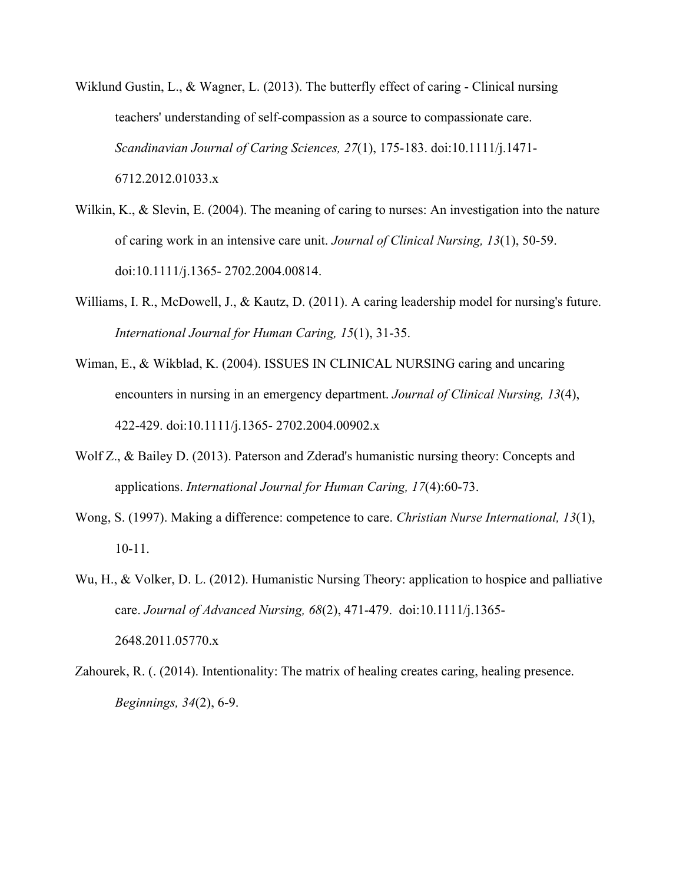Wiklund Gustin, L., & Wagner, L. (2013). The butterfly effect of caring - Clinical nursing teachers' understanding of self-compassion as a source to compassionate care. *Scandinavian Journal of Caring Sciences, 27*(1), 175-183. doi:10.1111/j.1471-6712.2012.01033.x

Wilkin, K., & Slevin, E. (2004). The meaning of caring to nurses: An investigation into the nature of caring work in an intensive care unit. *Journal of Clinical Nursing, 13*(1), 50-59. doi:10.1111/j.1365- 2702.2004.00814.

Williams, I. R., McDowell, J., & Kautz, D. (2011). A caring leadership model for nursing's future. *International Journal for Human Caring, 15*(1), 31-35.

Wiman, E., & Wikblad, K. (2004). ISSUES IN CLINICAL NURSING caring and uncaring encounters in nursing in an emergency department. *Journal of Clinical Nursing, 13*(4), 422-429. doi:10.1111/j.1365- 2702.2004.00902.x

Wolf Z., & Bailey D. (2013). Paterson and Zderad's humanistic nursing theory: Concepts and applications. *International Journal for Human Caring, 17*(4):60-73.

Wong, S. (1997). Making a difference: competence to care. *Christian Nurse International, 13*(1), 10-11.

Wu, H., & Volker, D. L. (2012). Humanistic Nursing Theory: application to hospice and palliative care. *Journal of Advanced Nursing, 68*(2), 471-479. doi:10.1111/j.1365-2648.2011.05770.x

Zahourek, R. (. (2014). Intentionality: The matrix of healing creates caring, healing presence. *Beginnings, 34*(2), 6-9.